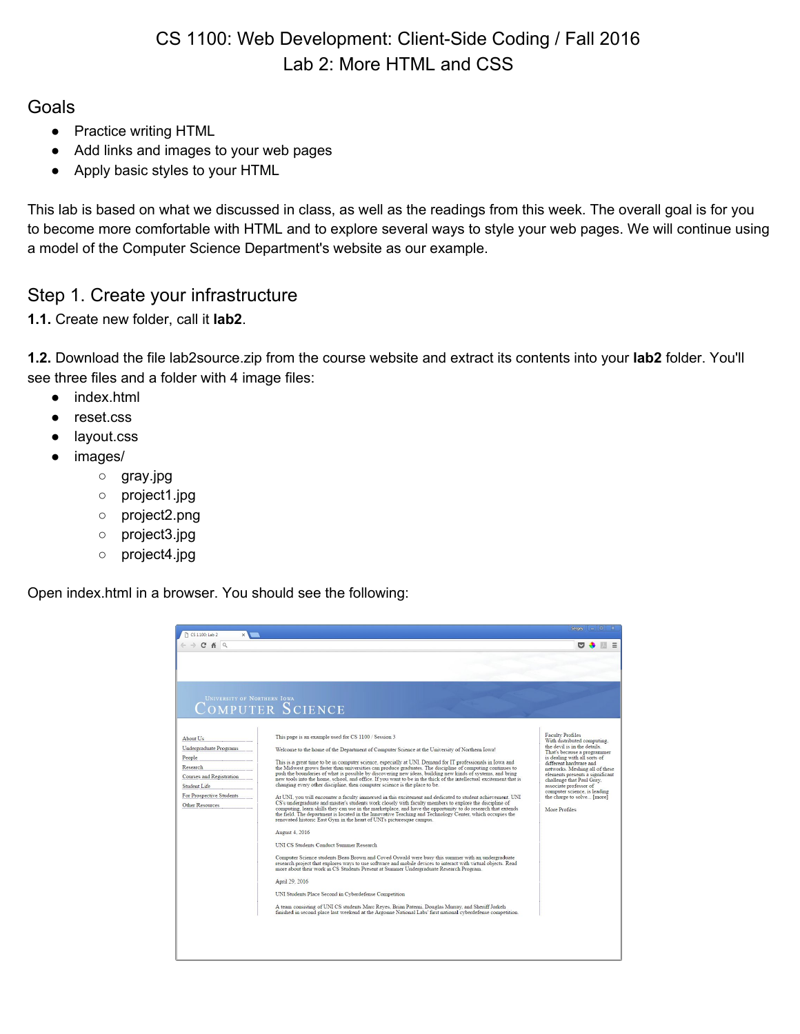# CS 1100: Web Development: Client-Side Coding / Fall 2016
# Lab 2: More HTML and CSS

## Goals

- Practice writing HTML
- Add links and images to your web pages
- Apply basic styles to your HTML

This lab is based on what we discussed in class, as well as the readings from this week. The overall goal is for you to become more comfortable with HTML and to explore several ways to style your web pages. We will continue using a model of the Computer Science Department's website as our example.

## Step 1. Create your infrastructure

**1.1.** Create new folder, call it **lab2**.

**1.2.** Download the file lab2source.zip from the course website and extract its contents into your **lab2** folder. You'll see three files and a folder with 4 image files:

- index.html
- reset.css
- layout.css
- images/
  - gray.jpg
  - project1.jpg
  - project2.png
  - project3.jpg
  - project4.jpg

Open index.html in a browser. You should see the following: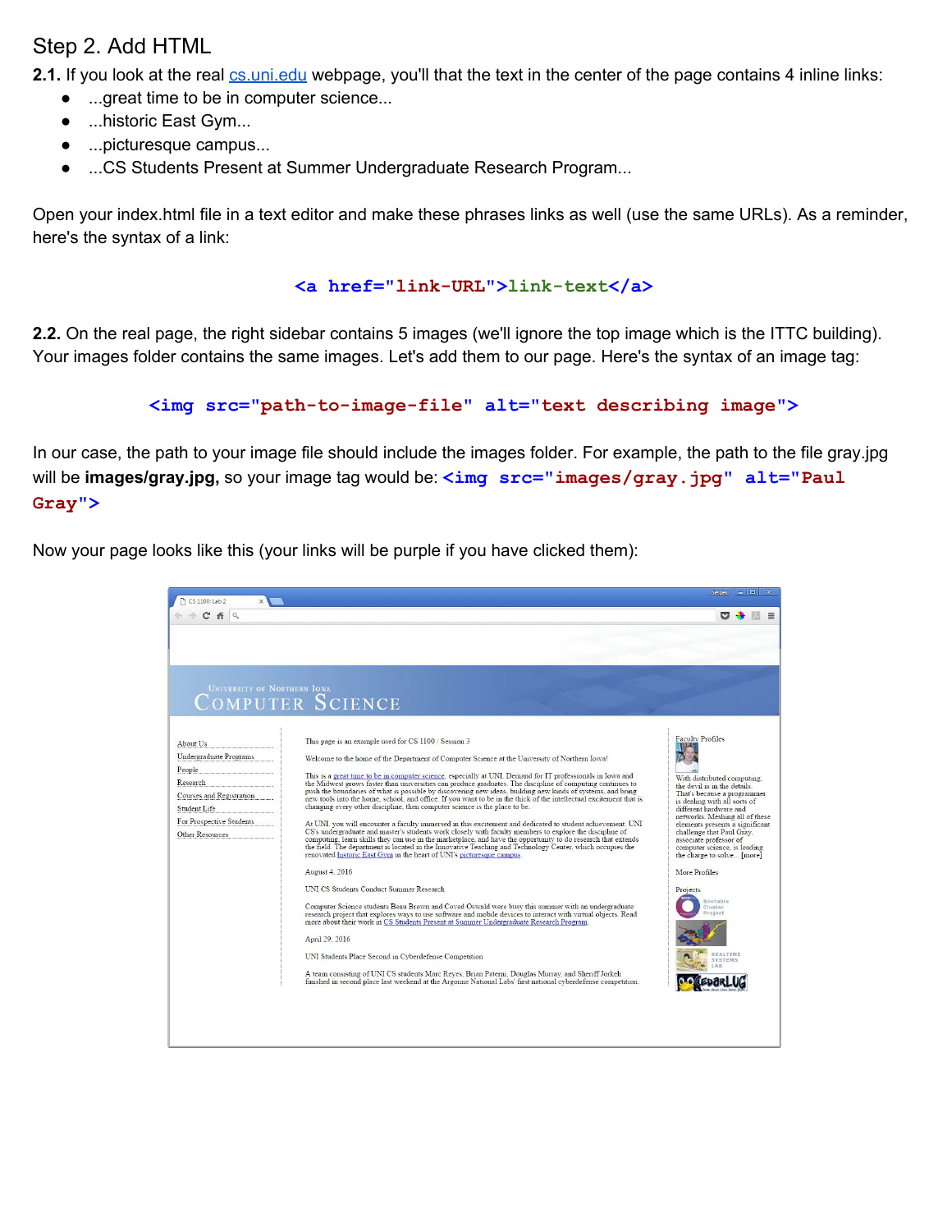## Step 2. Add HTML

**2.1.** If you look at the real [cs.uni.edu](cs.uni.edu) webpage, you'll that the text in the center of the page contains 4 inline links:

- ...great time to be in computer science...
- ...historic East Gym...
- ...picturesque campus...
- ...CS Students Present at Summer Undergraduate Research Program...

Open your index.html file in a text editor and make these phrases links as well (use the same URLs). As a reminder, here's the syntax of a link:

```
<a href="link-URL">link-text</a>
```

**2.2.** On the real page, the right sidebar contains 5 images (we'll ignore the top image which is the ITTC building). Your images folder contains the same images. Let's add them to our page. Here's the syntax of an image tag:

```
<img src="path-to-image-file" alt="text describing image">
```

In our case, the path to your image file should include the images folder. For example, the path to the file gray.jpg will be **images/gray.jpg,** so your image tag would be: `<img src="images/gray.jpg" alt="Paul Gray">`

Now your page looks like this (your links will be purple if you have clicked them):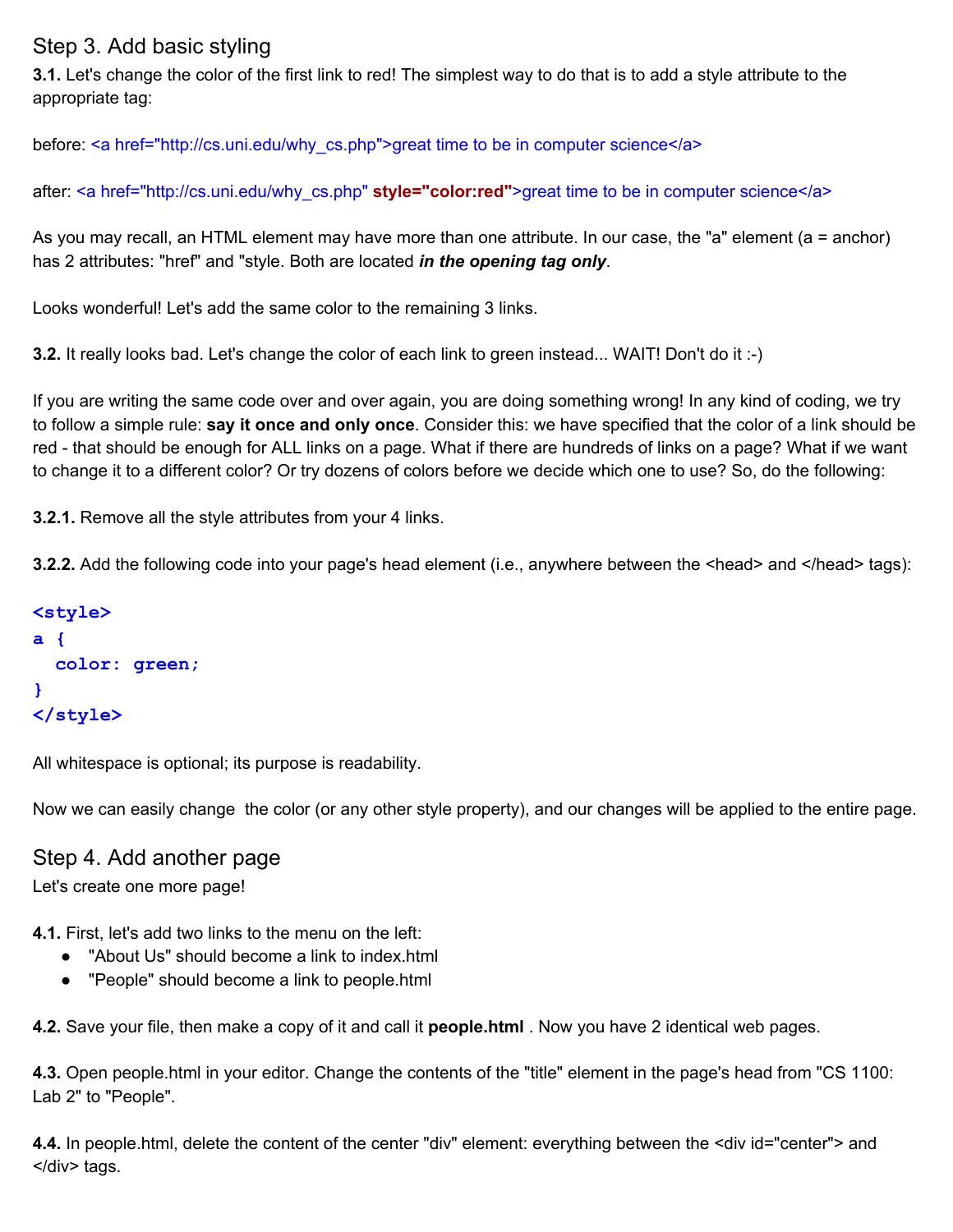## Step 3. Add basic styling

**3.1.** Let's change the color of the first link to red! The simplest way to do that is to add a style attribute to the appropriate tag:

before: `<a href="http://cs.uni.edu/why_cs.php">great time to be in computer science</a>`

after: `<a href="http://cs.uni.edu/why_cs.php" style="color:red">great time to be in computer science</a>`

As you may recall, an HTML element may have more than one attribute. In our case, the "a" element (a = anchor) has 2 attributes: "href" and "style. Both are located ***in the opening tag only***.

Looks wonderful! Let's add the same color to the remaining 3 links.

**3.2.** It really looks bad. Let's change the color of each link to green instead... WAIT! Don't do it :-)

If you are writing the same code over and over again, you are doing something wrong! In any kind of coding, we try to follow a simple rule: **say it once and only once**. Consider this: we have specified that the color of a link should be red - that should be enough for ALL links on a page. What if there are hundreds of links on a page? What if we want to change it to a different color? Or try dozens of colors before we decide which one to use? So, do the following:

**3.2.1.** Remove all the style attributes from your 4 links.

**3.2.2.** Add the following code into your page's head element (i.e., anywhere between the <head> and </head> tags):

```
<style>
a {
  color: green;
}
</style>
```

All whitespace is optional; its purpose is readability.

Now we can easily change the color (or any other style property), and our changes will be applied to the entire page.

## Step 4. Add another page

Let's create one more page!

**4.1.** First, let's add two links to the menu on the left:

- "About Us" should become a link to index.html
- "People" should become a link to people.html

**4.2.** Save your file, then make a copy of it and call it **people.html** . Now you have 2 identical web pages.

**4.3.** Open people.html in your editor. Change the contents of the "title" element in the page's head from "CS 1100: Lab 2" to "People".

**4.4.** In people.html, delete the content of the center "div" element: everything between the <div id="center"> and </div> tags.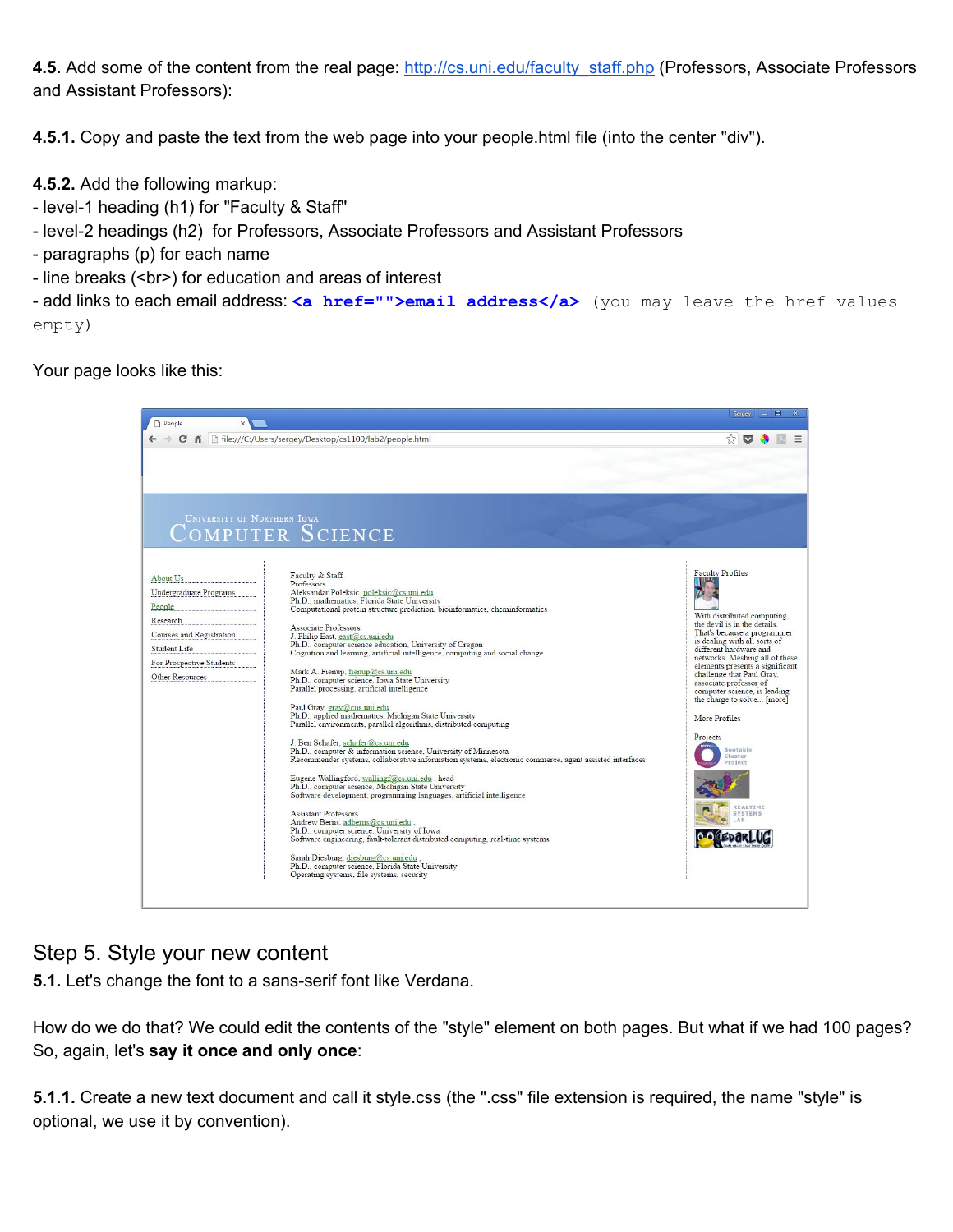**4.5.** Add some of the content from the real page: http://cs.uni.edu/faculty_staff.php (Professors, Associate Professors and Assistant Professors):

**4.5.1.** Copy and paste the text from the web page into your people.html file (into the center "div").

**4.5.2.** Add the following markup:
- level-1 heading (h1) for "Faculty & Staff"
- level-2 headings (h2) for Professors, Associate Professors and Assistant Professors
- paragraphs (p) for each name
- line breaks (<br>) for education and areas of interest
- add links to each email address: `<a href="">email address</a>` (you may leave the href values empty)

Your page looks like this:

## Step 5. Style your new content

**5.1.** Let's change the font to a sans-serif font like Verdana.

How do we do that? We could edit the contents of the "style" element on both pages. But what if we had 100 pages? So, again, let's **say it once and only once**:

**5.1.1.** Create a new text document and call it style.css (the ".css" file extension is required, the name "style" is optional, we use it by convention).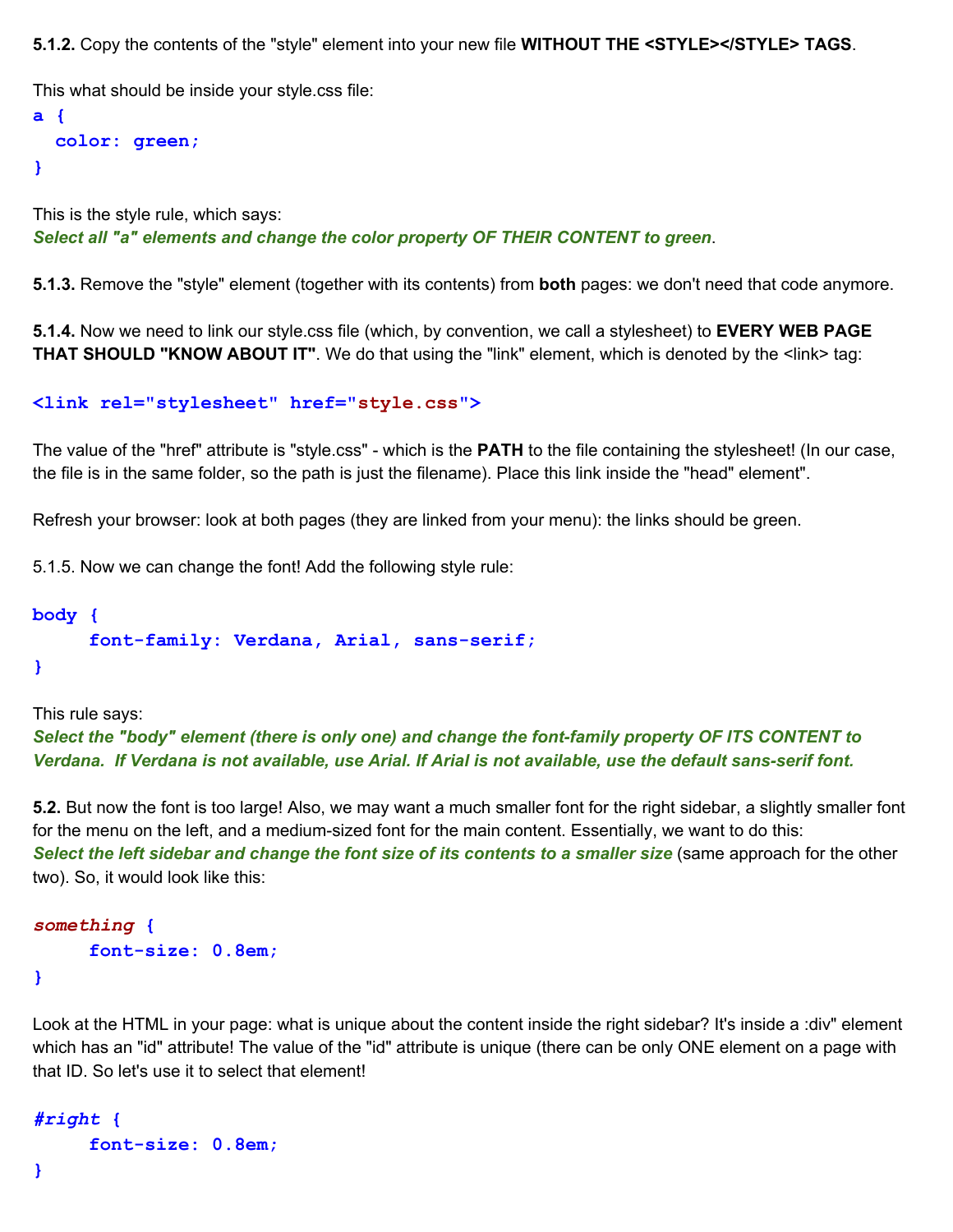**5.1.2.** Copy the contents of the "style" element into your new file **WITHOUT THE <STYLE></STYLE> TAGS**.

This what should be inside your style.css file:

```
a {
  color: green;
}
```

This is the style rule, which says:
***Select all "a" elements and change the color property OF THEIR CONTENT to green***.

**5.1.3.** Remove the "style" element (together with its contents) from **both** pages: we don't need that code anymore.

**5.1.4.** Now we need to link our style.css file (which, by convention, we call a stylesheet) to **EVERY WEB PAGE THAT SHOULD "KNOW ABOUT IT"**. We do that using the "link" element, which is denoted by the <link> tag:

```
<link rel="stylesheet" href="style.css">
```

The value of the "href" attribute is "style.css" - which is the **PATH** to the file containing the stylesheet! (In our case, the file is in the same folder, so the path is just the filename). Place this link inside the "head" element".

Refresh your browser: look at both pages (they are linked from your menu): the links should be green.

5.1.5. Now we can change the font! Add the following style rule:

```
body {
     font-family: Verdana, Arial, sans-serif;
}
```

This rule says:
***Select the "body" element (there is only one) and change the font-family property OF ITS CONTENT to Verdana. If Verdana is not available, use Arial. If Arial is not available, use the default sans-serif font.***

**5.2.** But now the font is too large! Also, we may want a much smaller font for the right sidebar, a slightly smaller font for the menu on the left, and a medium-sized font for the main content. Essentially, we want to do this:
***Select the left sidebar and change the font size of its contents to a smaller size*** (same approach for the other two). So, it would look like this:

```
something {
     font-size: 0.8em;
}
```

Look at the HTML in your page: what is unique about the content inside the right sidebar? It's inside a :div" element which has an "id" attribute! The value of the "id" attribute is unique (there can be only ONE element on a page with that ID. So let's use it to select that element!

```
#right {
     font-size: 0.8em;
}
```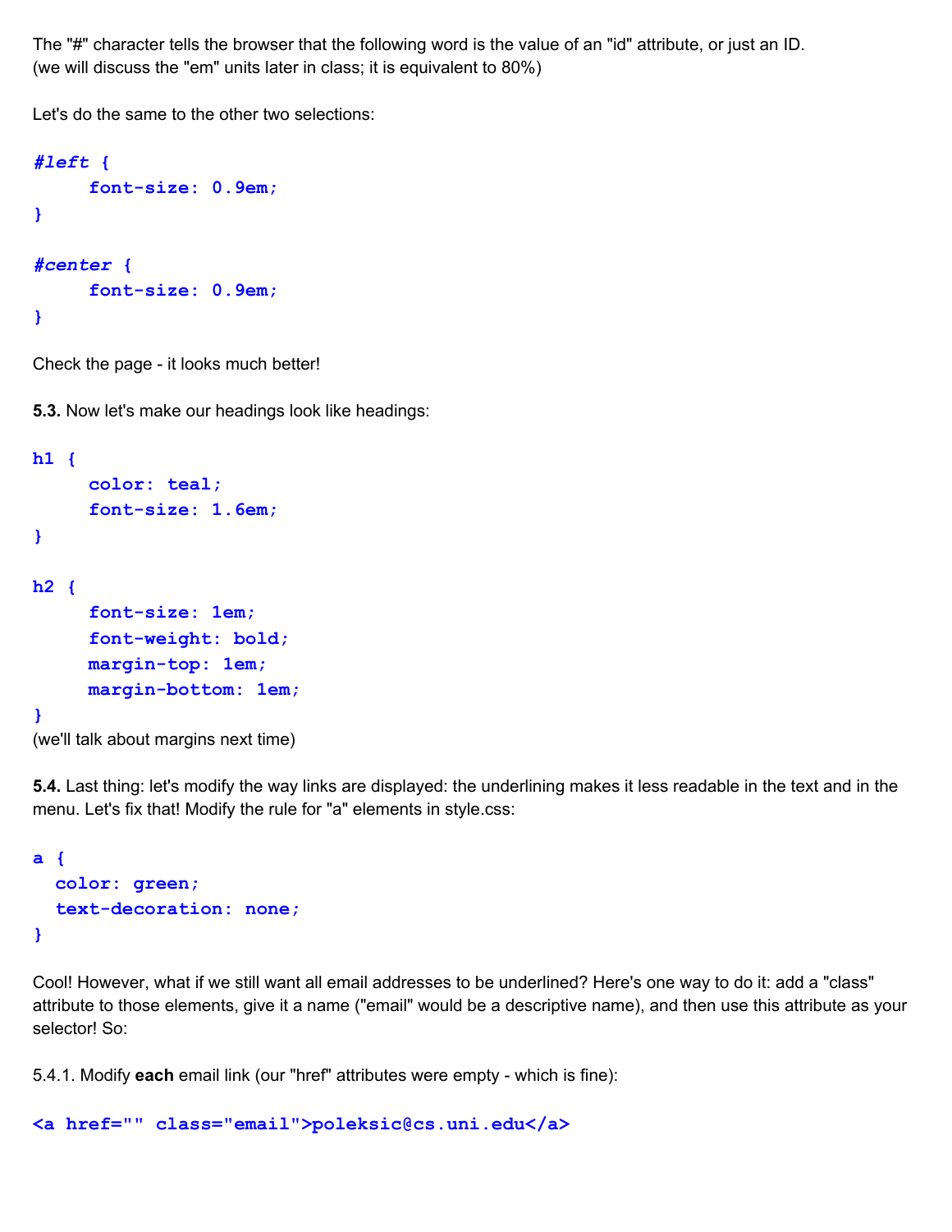The "#" character tells the browser that the following word is the value of an "id" attribute, or just an ID.
(we will discuss the "em" units later in class; it is equivalent to 80%)

Let's do the same to the other two selections:

```
#left {
     font-size: 0.9em;
}

#center {
     font-size: 0.9em;
}
```

Check the page - it looks much better!

**5.3.** Now let's make our headings look like headings:

```
h1 {
     color: teal;
     font-size: 1.6em;
}

h2 {
     font-size: 1em;
     font-weight: bold;
     margin-top: 1em;
     margin-bottom: 1em;
}
```

(we'll talk about margins next time)

**5.4.** Last thing: let's modify the way links are displayed: the underlining makes it less readable in the text and in the menu. Let's fix that! Modify the rule for "a" elements in style.css:

```
a {
  color: green;
  text-decoration: none;
}
```

Cool! However, what if we still want all email addresses to be underlined? Here's one way to do it: add a "class" attribute to those elements, give it a name ("email" would be a descriptive name), and then use this attribute as your selector! So:

5.4.1. Modify **each** email link (our "href" attributes were empty - which is fine):

```
<a href="" class="email">poleksic@cs.uni.edu</a>
```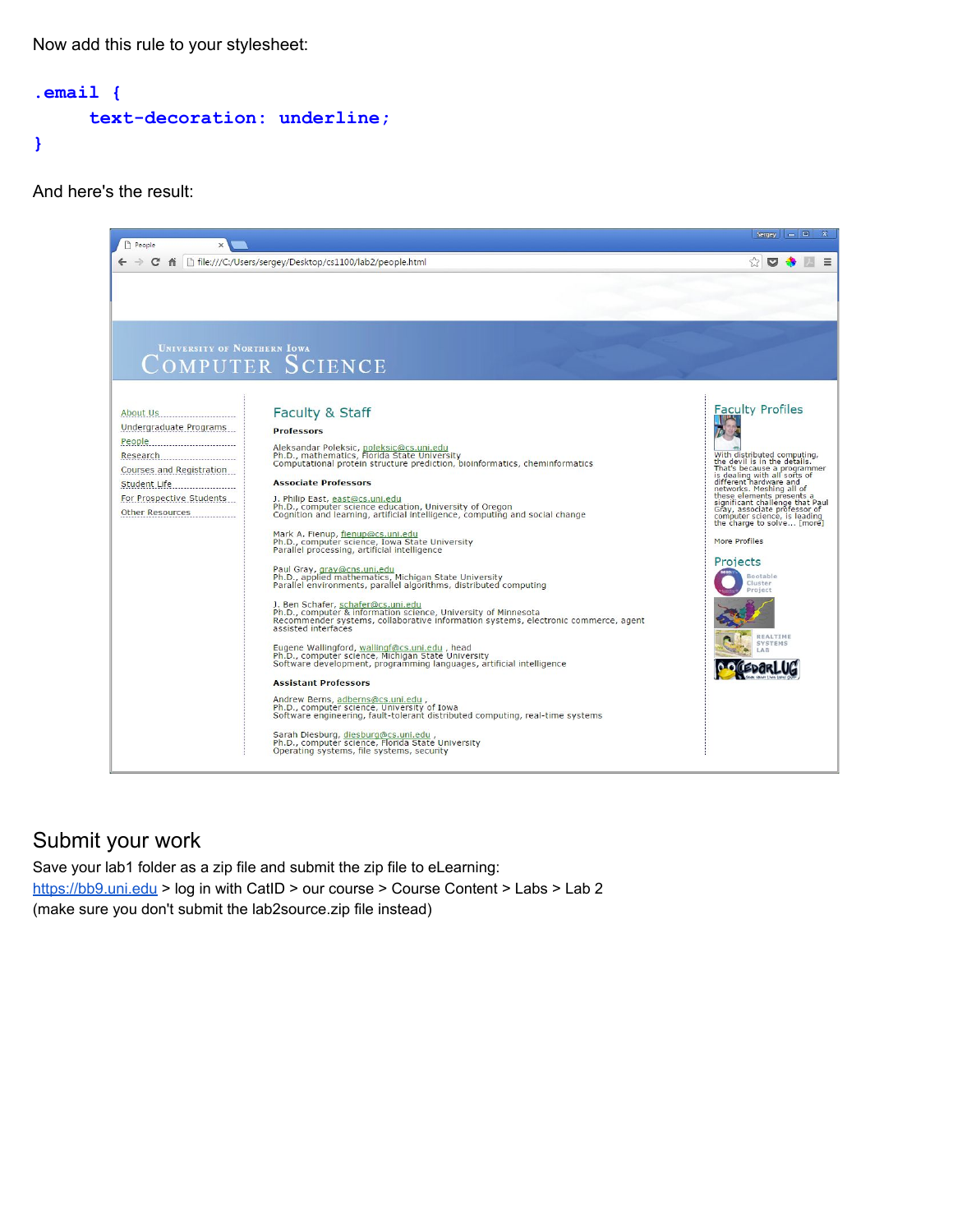Now add this rule to your stylesheet:

```
.email {
     text-decoration: underline;
}
```

And here's the result:

## Submit your work

Save your lab1 folder as a zip file and submit the zip file to eLearning:
https://bb9.uni.edu > log in with CatID > our course > Course Content > Labs > Lab 2
(make sure you don't submit the lab2source.zip file instead)